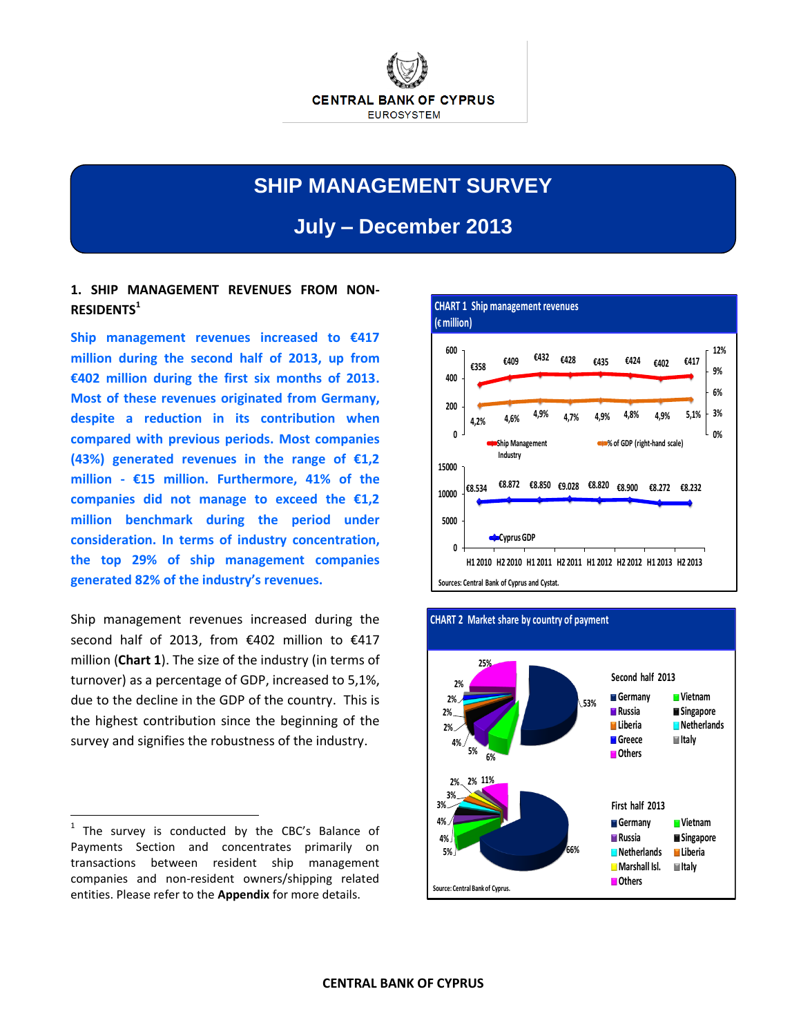CENTRAL BANK OF CYPRUS
EUROSYSTEM

# SHIP MANAGEMENT SURVEY

## July – December 2013

### 1. SHIP MANAGEMENT REVENUES FROM NON-RESIDENTS[1]

**Ship management revenues increased to €417 million during the second half of 2013, up from €402 million during the first six months of 2013. Most of these revenues originated from Germany, despite a reduction in its contribution when compared with previous periods. Most companies (43%) generated revenues in the range of €1,2 million - €15 million. Furthermore, 41% of the companies did not manage to exceed the €1,2 million benchmark during the period under consideration. In terms of industry concentration, the top 29% of ship management companies generated 82% of the industry's revenues.**

Ship management revenues increased during the second half of 2013, from €402 million to €417 million (**Chart 1**). The size of the industry (in terms of turnover) as a percentage of GDP, increased to 5,1%, due to the decline in the GDP of the country. This is the highest contribution since the beginning of the survey and signifies the robustness of the industry.

**CHART 1 Ship management revenues (€ million)**

| | H1 2010 | H2 2010 | H1 2011 | H2 2011 | H1 2012 | H2 2012 | H1 2013 | H2 2013 |
|---|---|---|---|---|---|---|---|---|
| Ship Management Industry | €358 | €409 | €432 | €428 | €435 | €424 | €402 | €417 |
| % of GDP (right-hand scale) | 4,2% | 4,6% | 4,9% | 4,7% | 4,9% | 4,8% | 4,9% | 5,1% |
| Cyprus GDP | €8.534 | €8.872 | €8.850 | €9.028 | €8.820 | €8.900 | €8.272 | €8.232 |

Sources: Central Bank of Cyprus and Cystat.

**CHART 2 Market share by country of payment**

Second half 2013: Germany 53%, 25%, 6%, 5%, 4%, 2%, 2%, 2%, 2% (Germany, Vietnam, Russia, Singapore, Liberia, Netherlands, Greece, Italy, Others)

First half 2013: Germany 66%, 11%, 5%, 4%, 4%, 3%, 3%, 2%, 2% (Germany, Vietnam, Russia, Singapore, Netherlands, Liberia, Marshall Isl., Italy, Others)

Source: Central Bank of Cyprus.

[1] The survey is conducted by the CBC's Balance of Payments Section and concentrates primarily on transactions between resident ship management companies and non-resident owners/shipping related entities. Please refer to the **Appendix** for more details.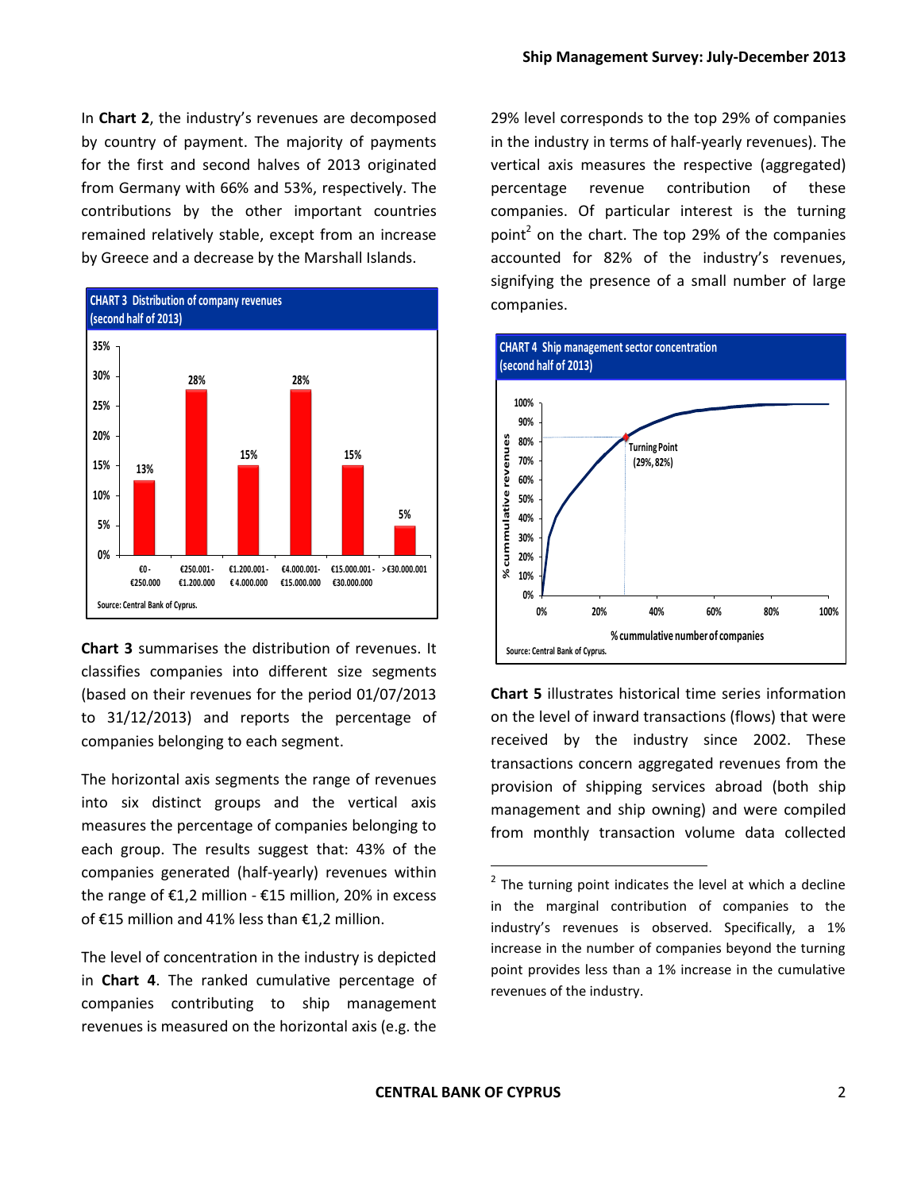In **Chart 2**, the industry's revenues are decomposed by country of payment. The majority of payments for the first and second halves of 2013 originated from Germany with 66% and 53%, respectively. The contributions by the other important countries remained relatively stable, except from an increase by Greece and a decrease by the Marshall Islands.

**CHART 3 Distribution of company revenues (second half of 2013)**

| Revenue range | % of companies |
|---|---|
| €0 - €250.000 | 13% |
| €250.001 - €1.200.000 | 28% |
| €1.200.001 - €4.000.000 | 15% |
| €4.000.001 - €15.000.000 | 28% |
| €15.000.001 - €30.000.000 | 15% |
| >€30.000.001 | 5% |

Source: Central Bank of Cyprus.

**Chart 3** summarises the distribution of revenues. It classifies companies into different size segments (based on their revenues for the period 01/07/2013 to 31/12/2013) and reports the percentage of companies belonging to each segment.

The horizontal axis segments the range of revenues into six distinct groups and the vertical axis measures the percentage of companies belonging to each group. The results suggest that: 43% of the companies generated (half-yearly) revenues within the range of €1,2 million - €15 million, 20% in excess of €15 million and 41% less than €1,2 million.

The level of concentration in the industry is depicted in **Chart 4**. The ranked cumulative percentage of companies contributing to ship management revenues is measured on the horizontal axis (e.g. the 29% level corresponds to the top 29% of companies in the industry in terms of half-yearly revenues). The vertical axis measures the respective (aggregated) percentage revenue contribution of these companies. Of particular interest is the turning point[2] on the chart. The top 29% of the companies accounted for 82% of the industry's revenues, signifying the presence of a small number of large companies.

**CHART 4 Ship management sector concentration (second half of 2013)**

Turning Point (29%, 82%)

Vertical axis: % cummulative revenues
Horizontal axis: % cummulative number of companies

Source: Central Bank of Cyprus.

**Chart 5** illustrates historical time series information on the level of inward transactions (flows) that were received by the industry since 2002. These transactions concern aggregated revenues from the provision of shipping services abroad (both ship management and ship owning) and were compiled from monthly transaction volume data collected

[2] The turning point indicates the level at which a decline in the marginal contribution of companies to the industry's revenues is observed. Specifically, a 1% increase in the number of companies beyond the turning point provides less than a 1% increase in the cumulative revenues of the industry.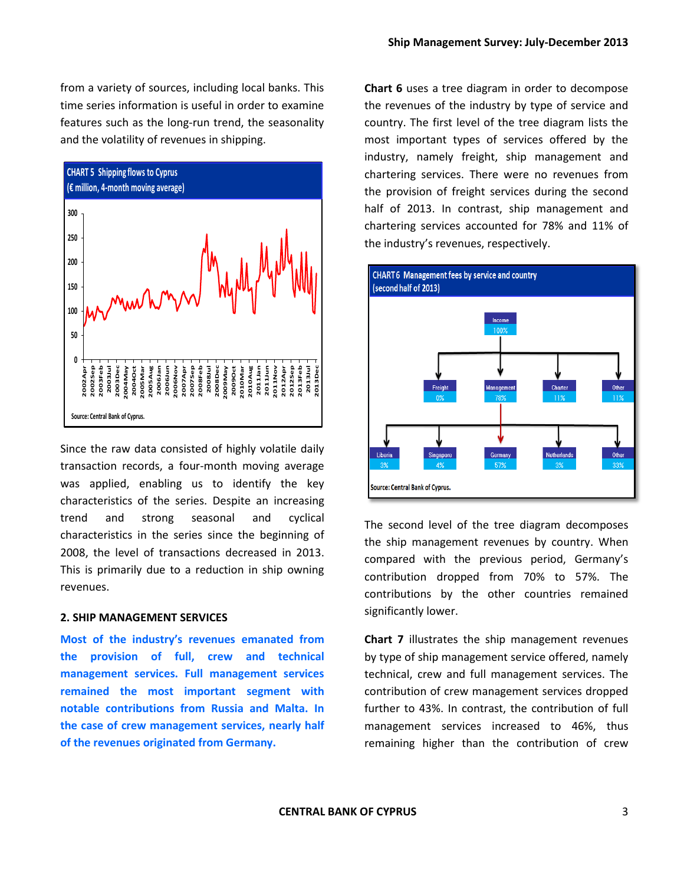from a variety of sources, including local banks. This time series information is useful in order to examine features such as the long-run trend, the seasonality and the volatility of revenues in shipping.

**CHART 5 Shipping flows to Cyprus**
**(€ million, 4-month moving average)**

Source: Central Bank of Cyprus.

Since the raw data consisted of highly volatile daily transaction records, a four-month moving average was applied, enabling us to identify the key characteristics of the series. Despite an increasing trend and strong seasonal and cyclical characteristics in the series since the beginning of 2008, the level of transactions decreased in 2013. This is primarily due to a reduction in ship owning revenues.

## 2. SHIP MANAGEMENT SERVICES

**Most of the industry's revenues emanated from the provision of full, crew and technical management services. Full management services remained the most important segment with notable contributions from Russia and Malta. In the case of crew management services, nearly half of the revenues originated from Germany.**

**Chart 6** uses a tree diagram in order to decompose the revenues of the industry by type of service and country. The first level of the tree diagram lists the most important types of services offered by the industry, namely freight, ship management and chartering services. There were no revenues from the provision of freight services during the second half of 2013. In contrast, ship management and chartering services accounted for 78% and 11% of the industry's revenues, respectively.

**CHART 6 Management fees by service and country**
**(second half of 2013)**

Source: Central Bank of Cyprus.

The second level of the tree diagram decomposes the ship management revenues by country. When compared with the previous period, Germany's contribution dropped from 70% to 57%. The contributions by the other countries remained significantly lower.

**Chart 7** illustrates the ship management revenues by type of ship management service offered, namely technical, crew and full management services. The contribution of crew management services dropped further to 43%. In contrast, the contribution of full management services increased to 46%, thus remaining higher than the contribution of crew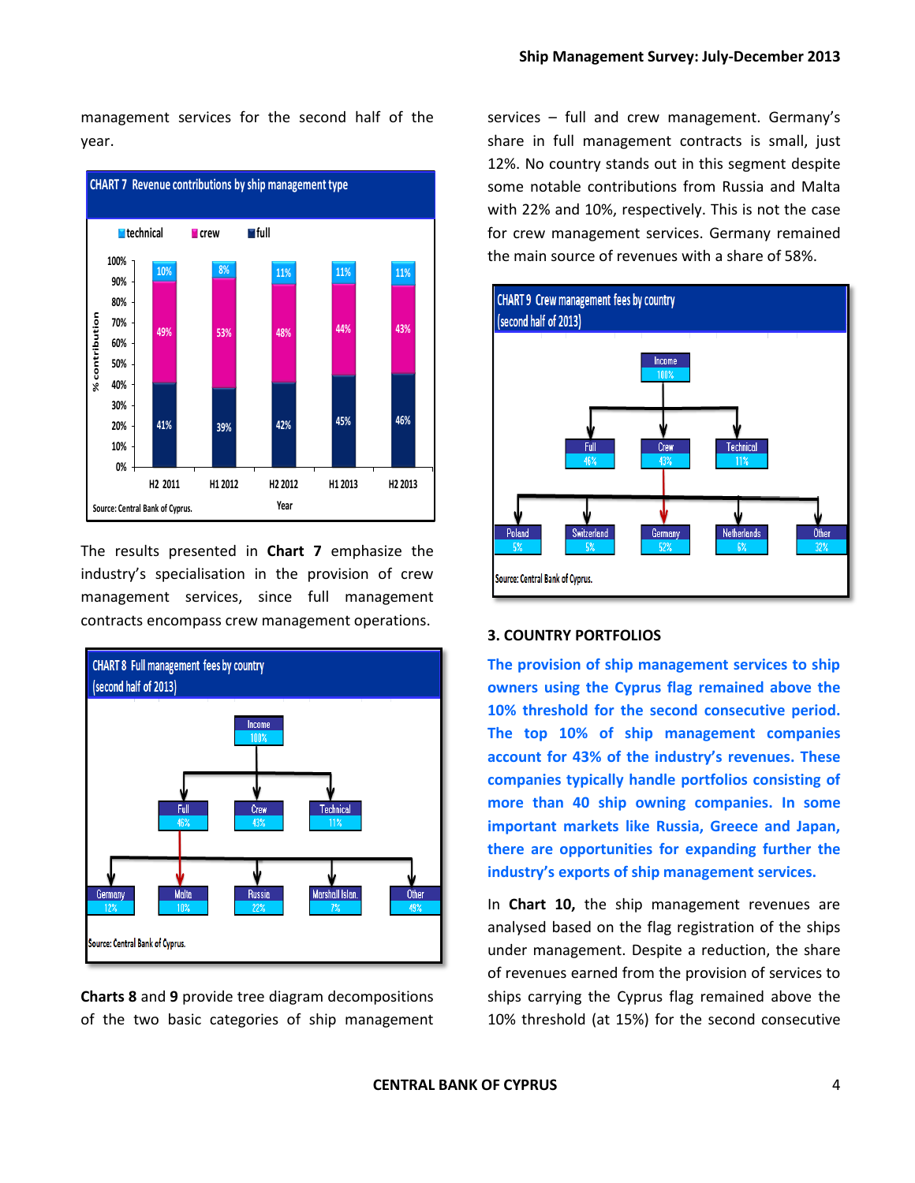management services for the second half of the year.

**CHART 7 Revenue contributions by ship management type**

| Year | technical | crew | full |
|---|---|---|---|
| H2 2011 | 10% | 49% | 41% |
| H1 2012 | 8% | 53% | 39% |
| H2 2012 | 11% | 48% | 42% |
| H1 2013 | 11% | 44% | 45% |
| H2 2013 | 11% | 43% | 46% |

Source: Central Bank of Cyprus.

The results presented in **Chart 7** emphasize the industry's specialisation in the provision of crew management services, since full management contracts encompass crew management operations.

**CHART 8 Full management fees by country (second half of 2013)**

- Income 100%
  - Full 46%
    - Germany 12%
    - Malta 10%
    - Russia 22%
    - Marshall Islan. 7%
    - Other 49%
  - Crew 43%
  - Technical 11%

Source: Central Bank of Cyprus.

**Charts 8** and **9** provide tree diagram decompositions of the two basic categories of ship management services – full and crew management. Germany's share in full management contracts is small, just 12%. No country stands out in this segment despite some notable contributions from Russia and Malta with 22% and 10%, respectively. This is not the case for crew management services. Germany remained the main source of revenues with a share of 58%.

**CHART 9 Crew management fees by country (second half of 2013)**

- Income 100%
  - Full 46%
  - Crew 43%
    - Poland 5%
    - Switzerland 5%
    - Germany 52%
    - Netherlands 6%
    - Other 32%
  - Technical 11%

Source: Central Bank of Cyprus.

## 3. COUNTRY PORTFOLIOS

**The provision of ship management services to ship owners using the Cyprus flag remained above the 10% threshold for the second consecutive period. The top 10% of ship management companies account for 43% of the industry's revenues. These companies typically handle portfolios consisting of more than 40 ship owning companies. In some important markets like Russia, Greece and Japan, there are opportunities for expanding further the industry's exports of ship management services.**

In **Chart 10,** the ship management revenues are analysed based on the flag registration of the ships under management. Despite a reduction, the share of revenues earned from the provision of services to ships carrying the Cyprus flag remained above the 10% threshold (at 15%) for the second consecutive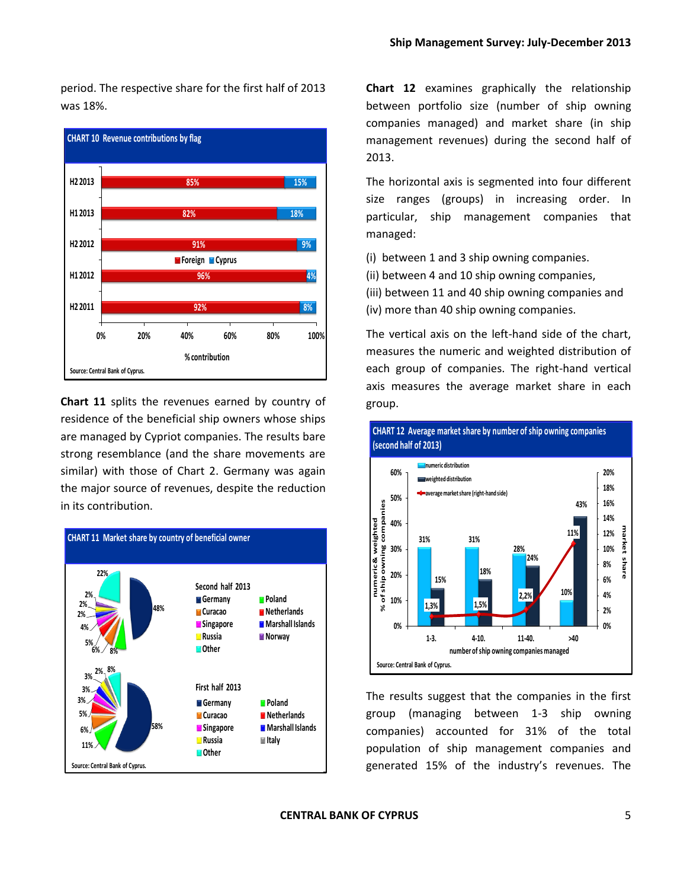period. The respective share for the first half of 2013 was 18%.

**CHART 10 Revenue contributions by flag**

| | Foreign | Cyprus |
|---|---|---|
| H2 2013 | 85% | 15% |
| H1 2013 | 82% | 18% |
| H2 2012 | 91% | 9% |
| H1 2012 | 96% | 4% |
| H2 2011 | 92% | 8% |

% contribution

Source: Central Bank of Cyprus.

**Chart 11** splits the revenues earned by country of residence of the beneficial ship owners whose ships are managed by Cypriot companies. The results bare strong resemblance (and the share movements are similar) with those of Chart 2. Germany was again the major source of revenues, despite the reduction in its contribution.

**CHART 11 Market share by country of beneficial owner**

Second half 2013: Germany, Curacao, Singapore, Russia, Other, Poland, Netherlands, Marshall Islands, Norway (48%, 8%, 6%, 5%, 4%, 2%, 2%, 2%, 22%)

First half 2013: Germany, Curacao, Singapore, Russia, Other, Poland, Netherlands, Marshall Islands, Italy (58%, 11%, 6%, 5%, 3%, 3%, 3%, 2%, 8%)

Source: Central Bank of Cyprus.

**Chart 12** examines graphically the relationship between portfolio size (number of ship owning companies managed) and market share (in ship management revenues) during the second half of 2013.

The horizontal axis is segmented into four different size ranges (groups) in increasing order. In particular, ship management companies that managed:

(i) between 1 and 3 ship owning companies.
(ii) between 4 and 10 ship owning companies,
(iii) between 11 and 40 ship owning companies and
(iv) more than 40 ship owning companies.

The vertical axis on the left-hand side of the chart, measures the numeric and weighted distribution of each group of companies. The right-hand vertical axis measures the average market share in each group.

**CHART 12 Average market share by number of ship owning companies (second half of 2013)**

| number of ship owning companies managed | numeric distribution | weighted distribution | average market share (right-hand side) |
|---|---|---|---|
| 1-3. | 31% | 15% | 1,3% |
| 4-10. | 31% | 18% | 1,5% |
| 11-40. | 28% | 24% | 2,2% |
| >40 | 10% | 43% | 11% |

Source: Central Bank of Cyprus.

The results suggest that the companies in the first group (managing between 1-3 ship owning companies) accounted for 31% of the total population of ship management companies and generated 15% of the industry's revenues. The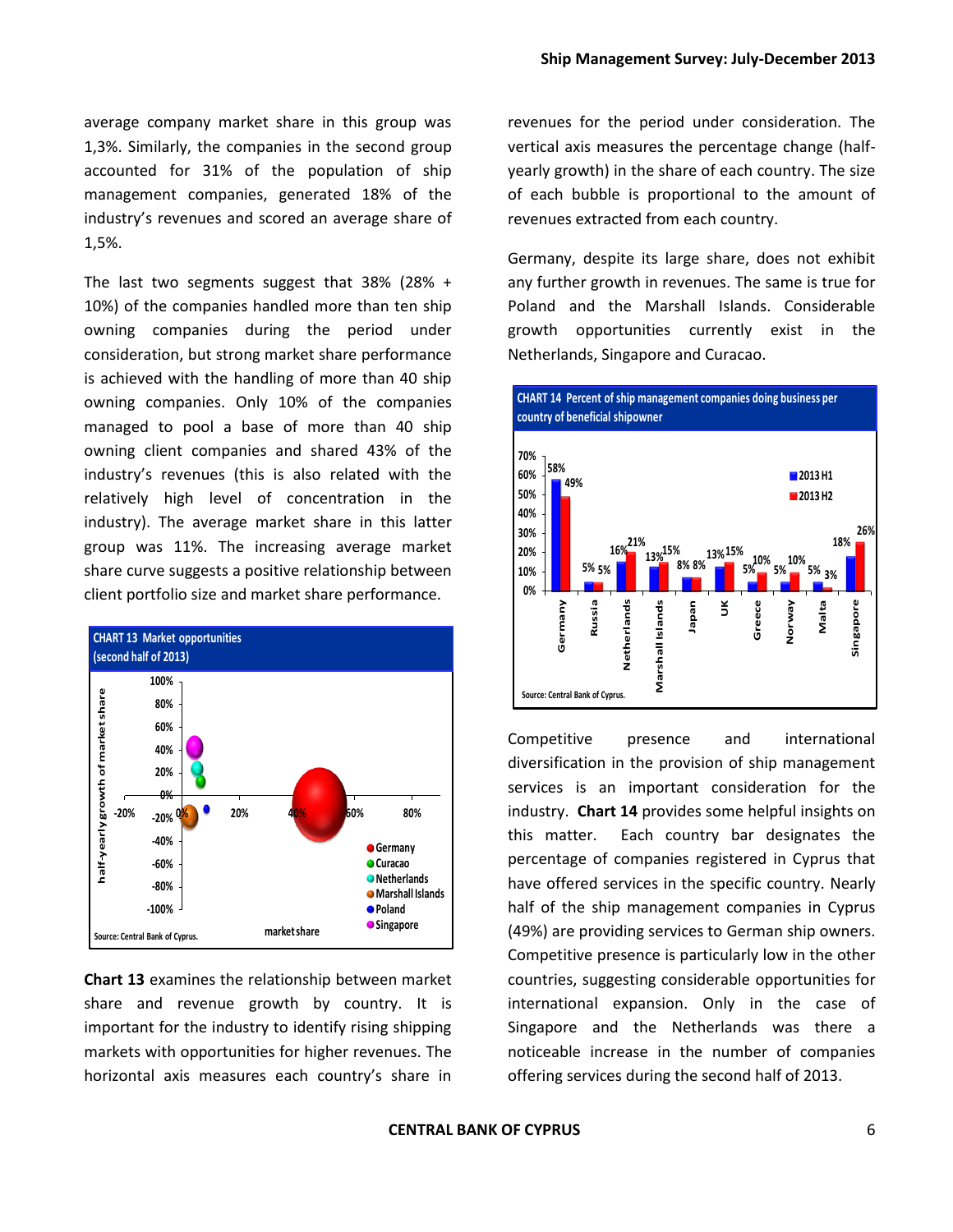average company market share in this group was 1,3%. Similarly, the companies in the second group accounted for 31% of the population of ship management companies, generated 18% of the industry's revenues and scored an average share of 1,5%.

The last two segments suggest that 38% (28% + 10%) of the companies handled more than ten ship owning companies during the period under consideration, but strong market share performance is achieved with the handling of more than 40 ship owning companies. Only 10% of the companies managed to pool a base of more than 40 ship owning client companies and shared 43% of the industry's revenues (this is also related with the relatively high level of concentration in the industry). The average market share in this latter group was 11%. The increasing average market share curve suggests a positive relationship between client portfolio size and market share performance.

**CHART 13 Market opportunities (second half of 2013)**

Source: Central Bank of Cyprus.

**Chart 13** examines the relationship between market share and revenue growth by country. It is important for the industry to identify rising shipping markets with opportunities for higher revenues. The horizontal axis measures each country's share in revenues for the period under consideration. The vertical axis measures the percentage change (half-yearly growth) in the share of each country. The size of each bubble is proportional to the amount of revenues extracted from each country.

Germany, despite its large share, does not exhibit any further growth in revenues. The same is true for Poland and the Marshall Islands. Considerable growth opportunities currently exist in the Netherlands, Singapore and Curacao.

**CHART 14 Percent of ship management companies doing business per country of beneficial shipowner**

| Country | 2013 H1 | 2013 H2 |
|---|---|---|
| Germany | 58% | 49% |
| Russia | 5% | 5% |
| Netherlands | 16% | 21% |
| Marshall Islands | 13% | 15% |
| Japan | 8% | 8% |
| UK | 13% | 15% |
| Greece | 5% | 10% |
| Norway | 5% | 10% |
| Malta | 5% | 3% |
| Singapore | 18% | 26% |

Source: Central Bank of Cyprus.

Competitive presence and international diversification in the provision of ship management services is an important consideration for the industry. **Chart 14** provides some helpful insights on this matter. Each country bar designates the percentage of companies registered in Cyprus that have offered services in the specific country. Nearly half of the ship management companies in Cyprus (49%) are providing services to German ship owners. Competitive presence is particularly low in the other countries, suggesting considerable opportunities for international expansion. Only in the case of Singapore and the Netherlands was there a noticeable increase in the number of companies offering services during the second half of 2013.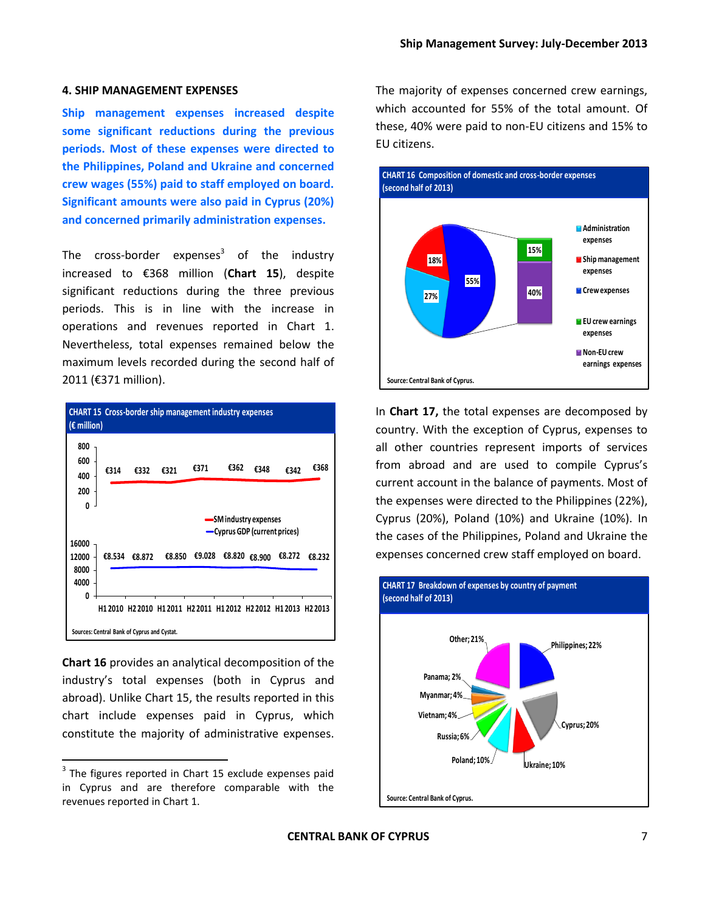## 4. SHIP MANAGEMENT EXPENSES

**Ship management expenses increased despite some significant reductions during the previous periods. Most of these expenses were directed to the Philippines, Poland and Ukraine and concerned crew wages (55%) paid to staff employed on board. Significant amounts were also paid in Cyprus (20%) and concerned primarily administration expenses.**

The cross-border expenses[3] of the industry increased to €368 million (**Chart 15**), despite significant reductions during the three previous periods. This is in line with the increase in operations and revenues reported in Chart 1. Nevertheless, total expenses remained below the maximum levels recorded during the second half of 2011 (€371 million).

**CHART 15 Cross-border ship management industry expenses (€ million)**

| | H1 2010 | H2 2010 | H1 2011 | H2 2011 | H1 2012 | H2 2012 | H1 2013 | H2 2013 |
|---|---|---|---|---|---|---|---|---|
| SM industry expenses | €314 | €332 | €321 | €371 | €362 | €348 | €342 | €368 |
| Cyprus GDP (current prices) | €8.534 | €8.872 | €8.850 | €9.028 | €8.820 | €8.900 | €8.272 | €8.232 |

Sources: Central Bank of Cyprus and Cystat.

**Chart 16** provides an analytical decomposition of the industry's total expenses (both in Cyprus and abroad). Unlike Chart 15, the results reported in this chart include expenses paid in Cyprus, which constitute the majority of administrative expenses.

The majority of expenses concerned crew earnings, which accounted for 55% of the total amount. Of these, 40% were paid to non-EU citizens and 15% to EU citizens.

**CHART 16 Composition of domestic and cross-border expenses (second half of 2013)**

| Category | Share |
|---|---|
| Administration expenses | 27% |
| Ship management expenses | 18% |
| Crew expenses | 55% |
| EU crew earnings expenses | 15% |
| Non-EU crew earnings expenses | 40% |

Source: Central Bank of Cyprus.

In **Chart 17,** the total expenses are decomposed by country. With the exception of Cyprus, expenses to all other countries represent imports of services from abroad and are used to compile Cyprus's current account in the balance of payments. Most of the expenses were directed to the Philippines (22%), Cyprus (20%), Poland (10%) and Ukraine (10%). In the cases of the Philippines, Poland and Ukraine the expenses concerned crew staff employed on board.

**CHART 17 Breakdown of expenses by country of payment (second half of 2013)**

| Country | Share |
|---|---|
| Philippines | 22% |
| Cyprus | 20% |
| Ukraine | 10% |
| Poland | 10% |
| Russia | 6% |
| Vietnam | 4% |
| Myanmar | 4% |
| Panama | 2% |
| Other | 21% |

Source: Central Bank of Cyprus.

[3] The figures reported in Chart 15 exclude expenses paid in Cyprus and are therefore comparable with the revenues reported in Chart 1.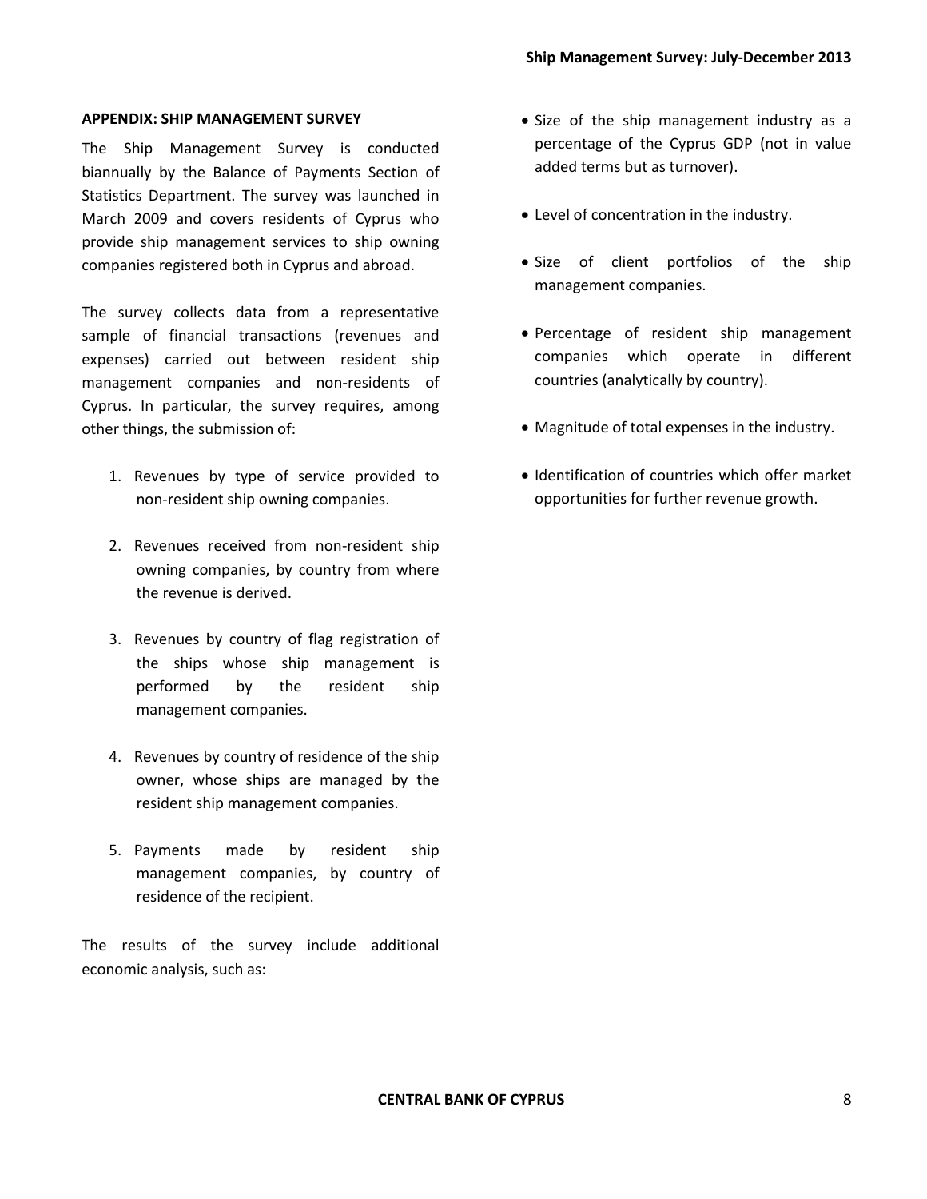## APPENDIX: SHIP MANAGEMENT SURVEY

The Ship Management Survey is conducted biannually by the Balance of Payments Section of Statistics Department. The survey was launched in March 2009 and covers residents of Cyprus who provide ship management services to ship owning companies registered both in Cyprus and abroad.

The survey collects data from a representative sample of financial transactions (revenues and expenses) carried out between resident ship management companies and non-residents of Cyprus. In particular, the survey requires, among other things, the submission of:

1. Revenues by type of service provided to non-resident ship owning companies.
2. Revenues received from non-resident ship owning companies, by country from where the revenue is derived.
3. Revenues by country of flag registration of the ships whose ship management is performed by the resident ship management companies.
4. Revenues by country of residence of the ship owner, whose ships are managed by the resident ship management companies.
5. Payments made by resident ship management companies, by country of residence of the recipient.

The results of the survey include additional economic analysis, such as:

- Size of the ship management industry as a percentage of the Cyprus GDP (not in value added terms but as turnover).
- Level of concentration in the industry.
- Size of client portfolios of the ship management companies.
- Percentage of resident ship management companies which operate in different countries (analytically by country).
- Magnitude of total expenses in the industry.
- Identification of countries which offer market opportunities for further revenue growth.